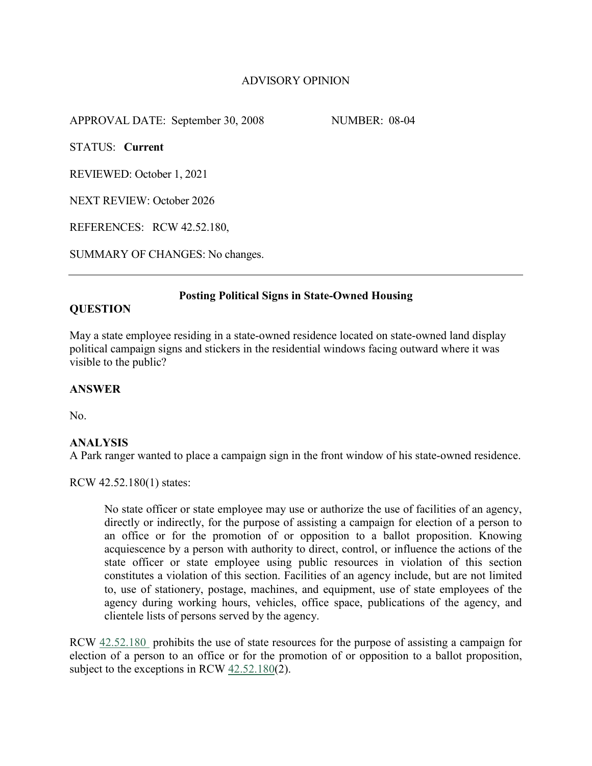# ADVISORY OPINION

APPROVAL DATE: September 30, 2008 NUMBER: 08-04

STATUS: **Current**

REVIEWED: October 1, 2021

NEXT REVIEW: October 2026

REFERENCES: RCW 42.52.180,

SUMMARY OF CHANGES: No changes.

---

## Posting Political Signs in State-Owned Housing

### QUESTION

May a state employee residing in a state-owned residence located on state-owned land display political campaign signs and stickers in the residential windows facing outward where it was visible to the public?

### ANSWER

No.

### ANALYSIS

A Park ranger wanted to place a campaign sign in the front window of his state-owned residence.

RCW 42.52.180(1) states:

> No state officer or state employee may use or authorize the use of facilities of an agency, directly or indirectly, for the purpose of assisting a campaign for election of a person to an office or for the promotion of or opposition to a ballot proposition. Knowing acquiescence by a person with authority to direct, control, or influence the actions of the state officer or state employee using public resources in violation of this section constitutes a violation of this section. Facilities of an agency include, but are not limited to, use of stationery, postage, machines, and equipment, use of state employees of the agency during working hours, vehicles, office space, publications of the agency, and clientele lists of persons served by the agency.

RCW 42.52.180 prohibits the use of state resources for the purpose of assisting a campaign for election of a person to an office or for the promotion of or opposition to a ballot proposition, subject to the exceptions in RCW 42.52.180(2).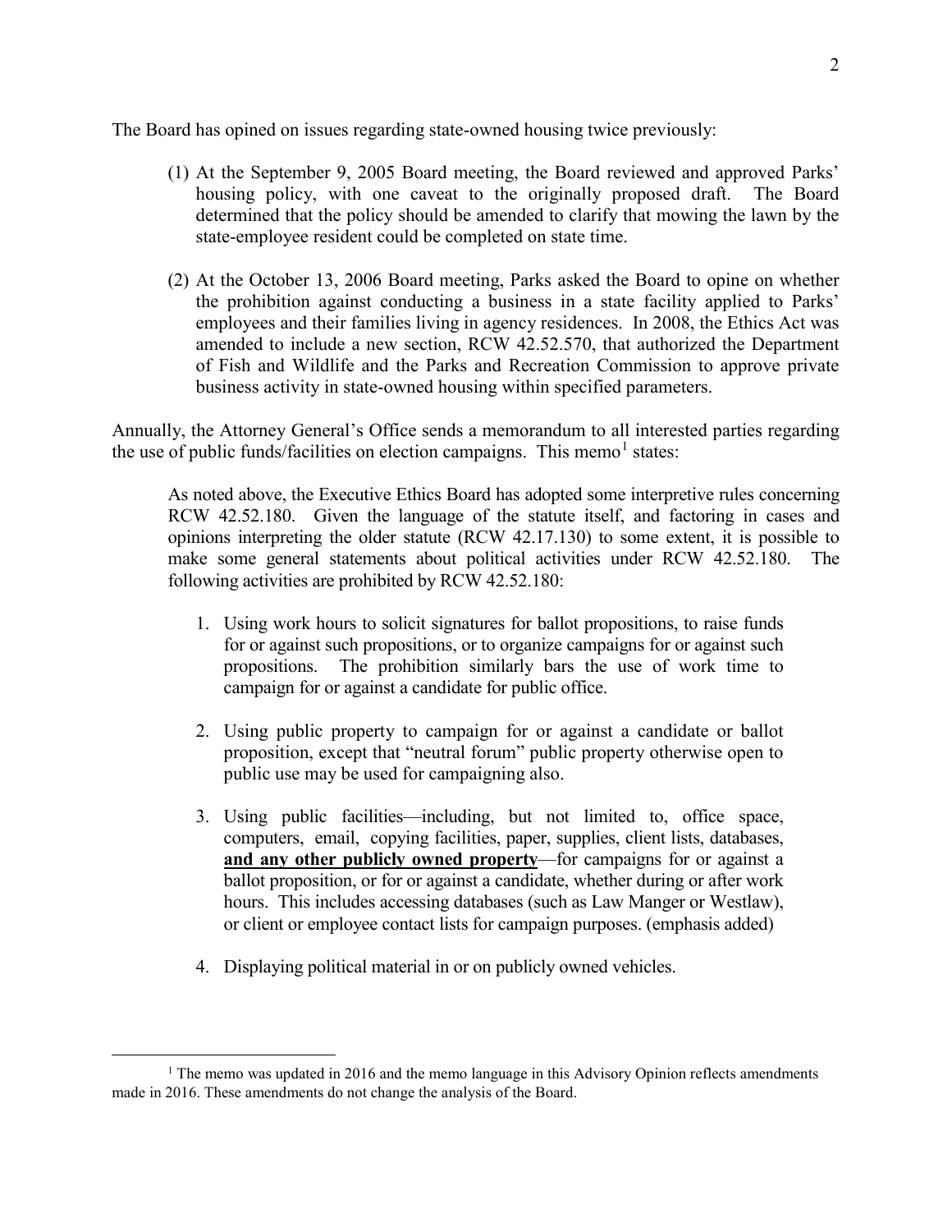The Board has opined on issues regarding state-owned housing twice previously:

(1) At the September 9, 2005 Board meeting, the Board reviewed and approved Parks' housing policy, with one caveat to the originally proposed draft. The Board determined that the policy should be amended to clarify that mowing the lawn by the state-employee resident could be completed on state time.

(2) At the October 13, 2006 Board meeting, Parks asked the Board to opine on whether the prohibition against conducting a business in a state facility applied to Parks' employees and their families living in agency residences. In 2008, the Ethics Act was amended to include a new section, RCW 42.52.570, that authorized the Department of Fish and Wildlife and the Parks and Recreation Commission to approve private business activity in state-owned housing within specified parameters.

Annually, the Attorney General's Office sends a memorandum to all interested parties regarding the use of public funds/facilities on election campaigns. This memo[1] states:

> As noted above, the Executive Ethics Board has adopted some interpretive rules concerning RCW 42.52.180. Given the language of the statute itself, and factoring in cases and opinions interpreting the older statute (RCW 42.17.130) to some extent, it is possible to make some general statements about political activities under RCW 42.52.180. The following activities are prohibited by RCW 42.52.180:
>
> 1. Using work hours to solicit signatures for ballot propositions, to raise funds for or against such propositions, or to organize campaigns for or against such propositions. The prohibition similarly bars the use of work time to campaign for or against a candidate for public office.
>
> 2. Using public property to campaign for or against a candidate or ballot proposition, except that "neutral forum" public property otherwise open to public use may be used for campaigning also.
>
> 3. Using public facilities—including, but not limited to, office space, computers, email, copying facilities, paper, supplies, client lists, databases, **and any other publicly owned property**—for campaigns for or against a ballot proposition, or for or against a candidate, whether during or after work hours. This includes accessing databases (such as Law Manger or Westlaw), or client or employee contact lists for campaign purposes. (emphasis added)
>
> 4. Displaying political material in or on publicly owned vehicles.

[1] The memo was updated in 2016 and the memo language in this Advisory Opinion reflects amendments made in 2016. These amendments do not change the analysis of the Board.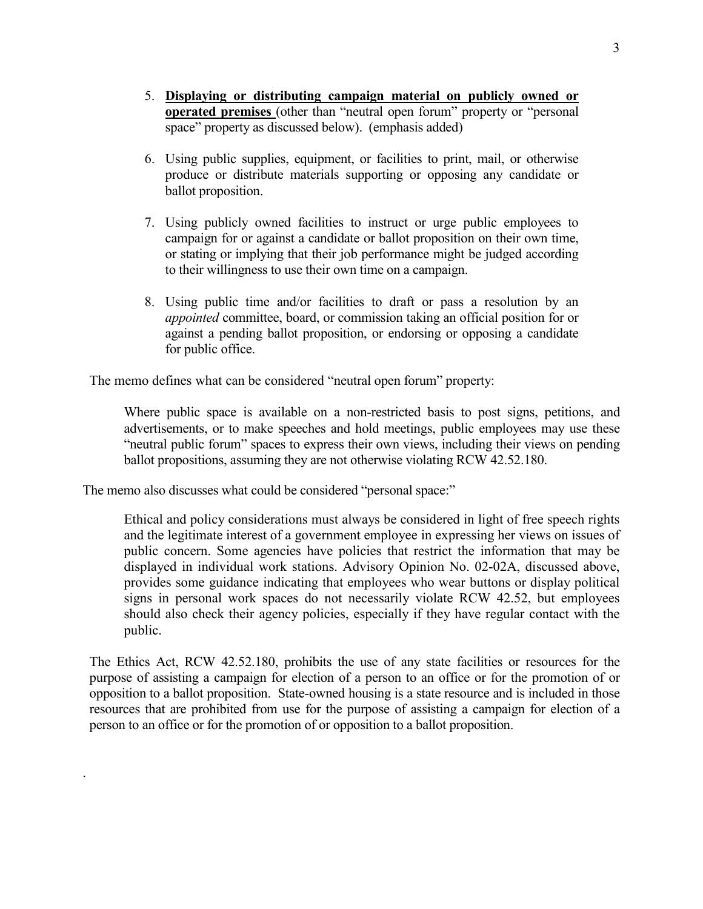5. <u>**Displaying or distributing campaign material on publicly owned or operated premises**</u> (other than "neutral open forum" property or "personal space" property as discussed below). (emphasis added)

6. Using public supplies, equipment, or facilities to print, mail, or otherwise produce or distribute materials supporting or opposing any candidate or ballot proposition.

7. Using publicly owned facilities to instruct or urge public employees to campaign for or against a candidate or ballot proposition on their own time, or stating or implying that their job performance might be judged according to their willingness to use their own time on a campaign.

8. Using public time and/or facilities to draft or pass a resolution by an *appointed* committee, board, or commission taking an official position for or against a pending ballot proposition, or endorsing or opposing a candidate for public office.

The memo defines what can be considered "neutral open forum" property:

> Where public space is available on a non-restricted basis to post signs, petitions, and advertisements, or to make speeches and hold meetings, public employees may use these "neutral public forum" spaces to express their own views, including their views on pending ballot propositions, assuming they are not otherwise violating RCW 42.52.180.

The memo also discusses what could be considered "personal space:"

> Ethical and policy considerations must always be considered in light of free speech rights and the legitimate interest of a government employee in expressing her views on issues of public concern. Some agencies have policies that restrict the information that may be displayed in individual work stations. Advisory Opinion No. 02-02A, discussed above, provides some guidance indicating that employees who wear buttons or display political signs in personal work spaces do not necessarily violate RCW 42.52, but employees should also check their agency policies, especially if they have regular contact with the public.

The Ethics Act, RCW 42.52.180, prohibits the use of any state facilities or resources for the purpose of assisting a campaign for election of a person to an office or for the promotion of or opposition to a ballot proposition. State-owned housing is a state resource and is included in those resources that are prohibited from use for the purpose of assisting a campaign for election of a person to an office or for the promotion of or opposition to a ballot proposition.